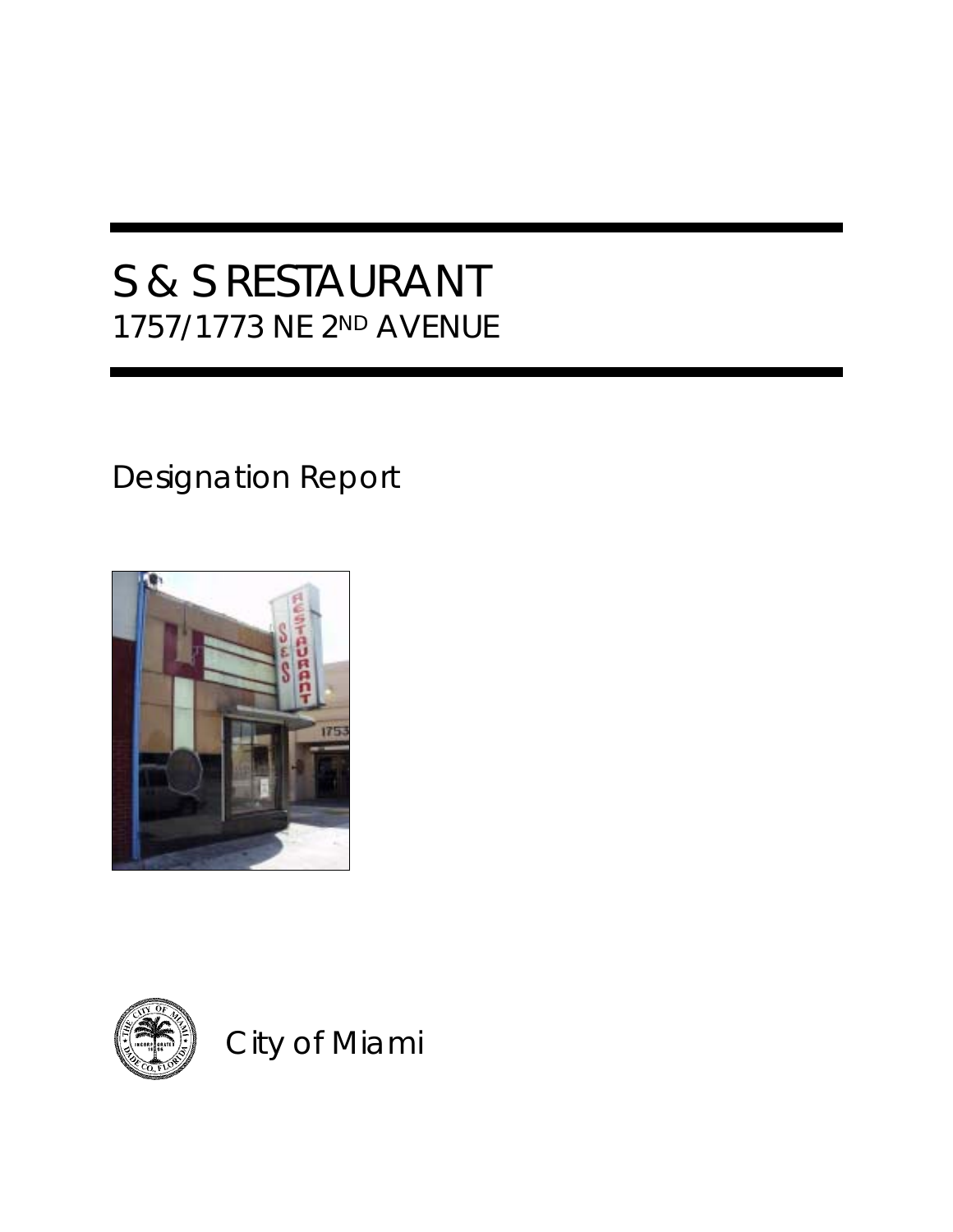# S & S RESTAURANT
## 1757/1773 NE 2ND AVENUE

Designation Report

City of Miami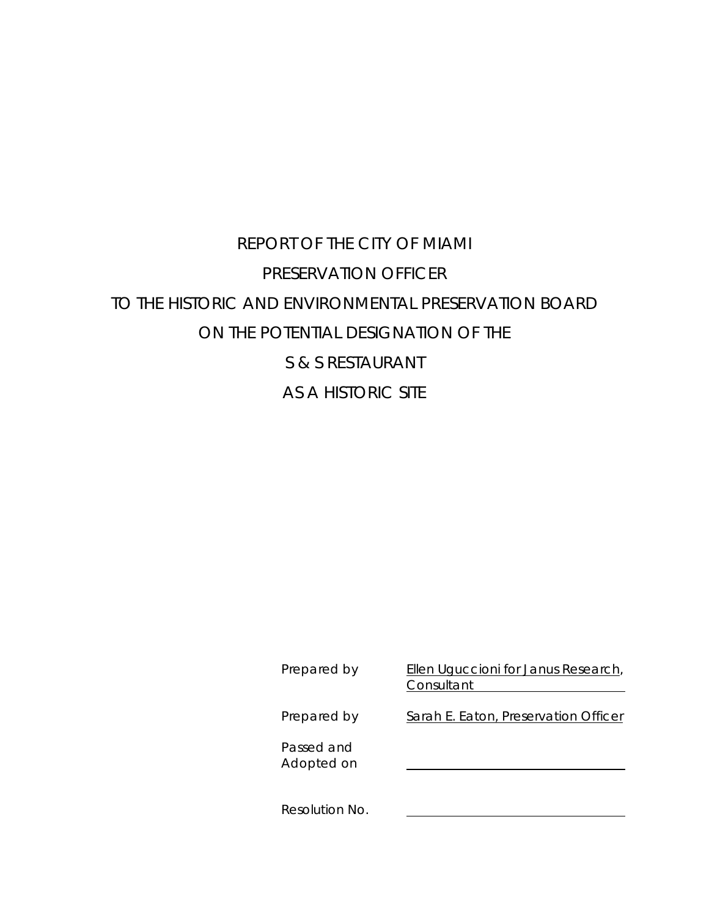# REPORT OF THE CITY OF MIAMI PRESERVATION OFFICER TO THE HISTORIC AND ENVIRONMENTAL PRESERVATION BOARD ON THE POTENTIAL DESIGNATION OF THE S & S RESTAURANT AS A HISTORIC SITE

| | |
|---|---|
| Prepared by | Ellen Uguccioni for Janus Research, Consultant |
| Prepared by | Sarah E. Eaton, Preservation Officer |
| Passed and Adopted on | |
| Resolution No. | |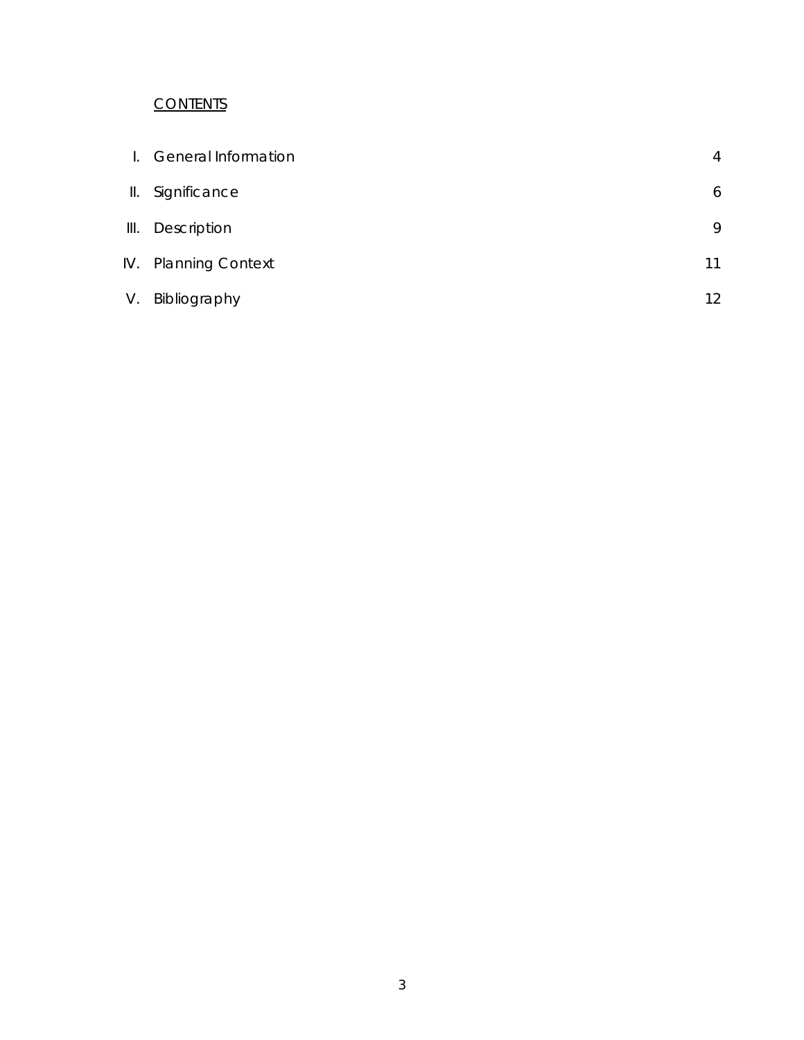## CONTENTS

| | | |
|---|---|---|
| I. | General Information | 4 |
| II. | Significance | 6 |
| III. | Description | 9 |
| IV. | Planning Context | 11 |
| V. | Bibliography | 12 |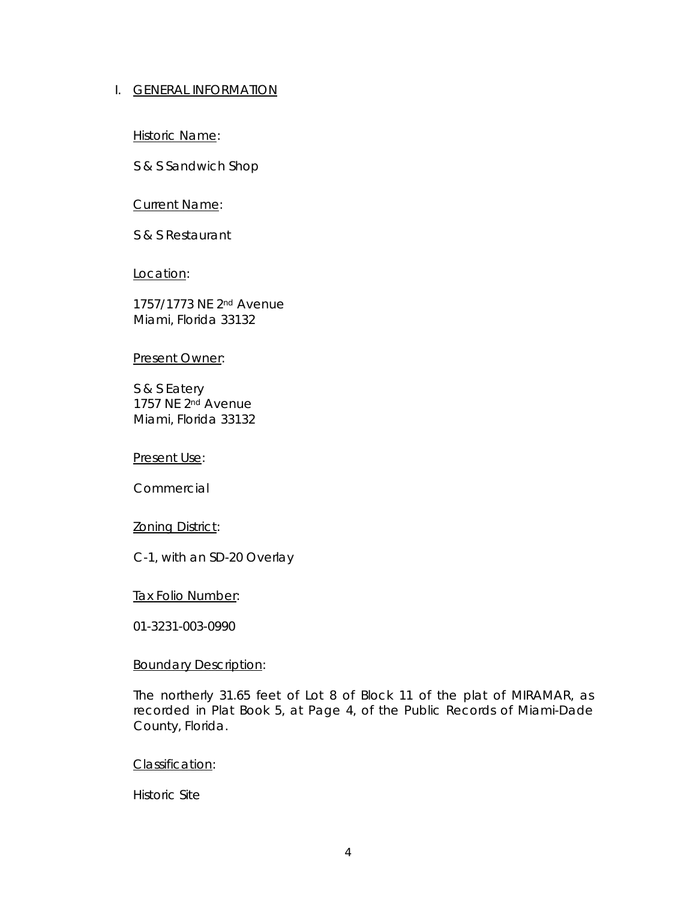## I. GENERAL INFORMATION

Historic Name:

S & S Sandwich Shop

Current Name:

S & S Restaurant

Location:

1757/1773 NE 2nd Avenue
Miami, Florida 33132

Present Owner:

S & S Eatery
1757 NE 2nd Avenue
Miami, Florida 33132

Present Use:

Commercial

Zoning District:

C-1, with an SD-20 Overlay

Tax Folio Number:

01-3231-003-0990

Boundary Description:

The northerly 31.65 feet of Lot 8 of Block 11 of the plat of MIRAMAR, as recorded in Plat Book 5, at Page 4, of the Public Records of Miami-Dade County, Florida.

Classification:

Historic Site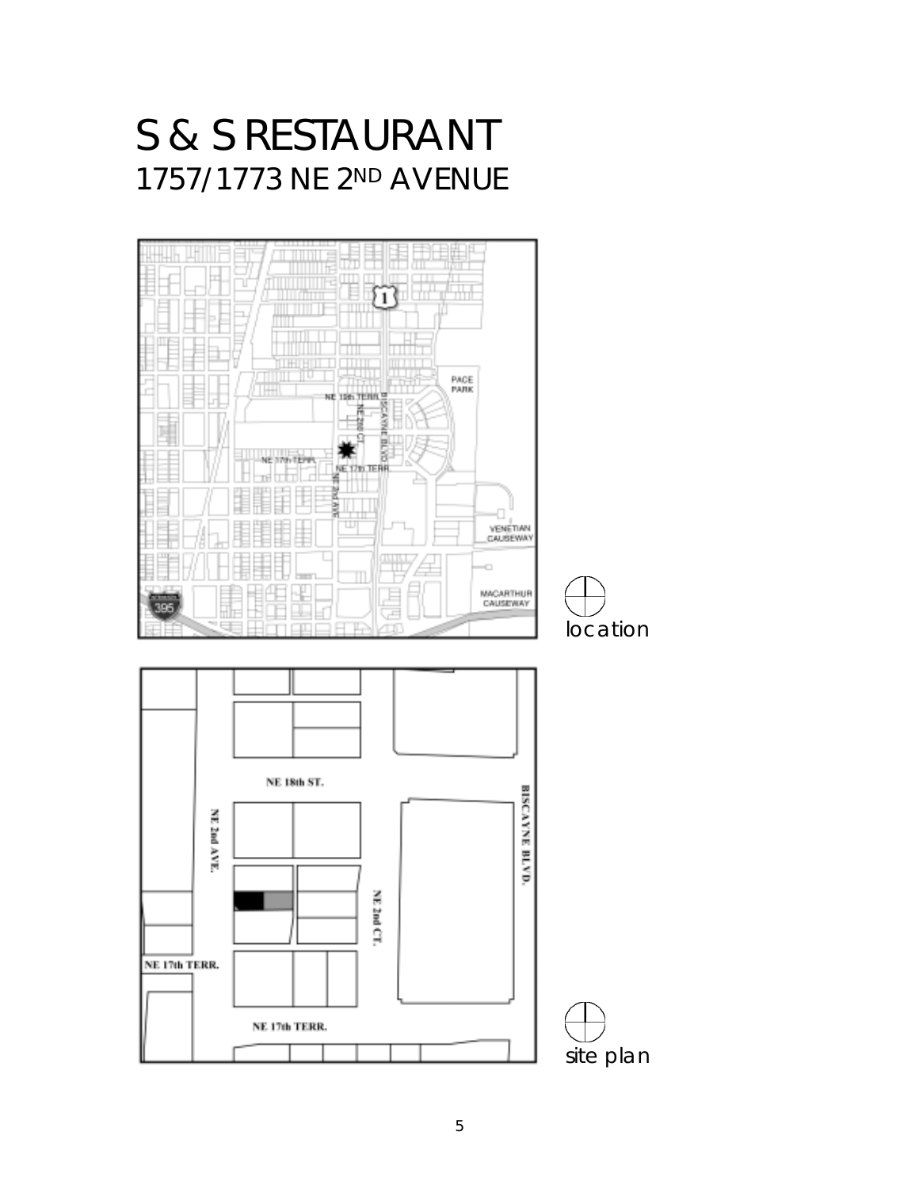# S & S RESTAURANT

## 1757/1773 NE 2ND AVENUE

NE 19th TERR.
NE 2nd CT.
BISCAYNE BLVD.
PACE PARK
NE 17th TERR.
NE 17th TERR.
NE 2nd AVE.
VENETIAN CAUSEWAY
MACARTHUR CAUSEWAY
395

location

NE 18th ST.
NE 2nd AVE.
BISCAYNE BLVD.
NE 2nd CT.
NE 17th TERR.
NE 17th TERR.

site plan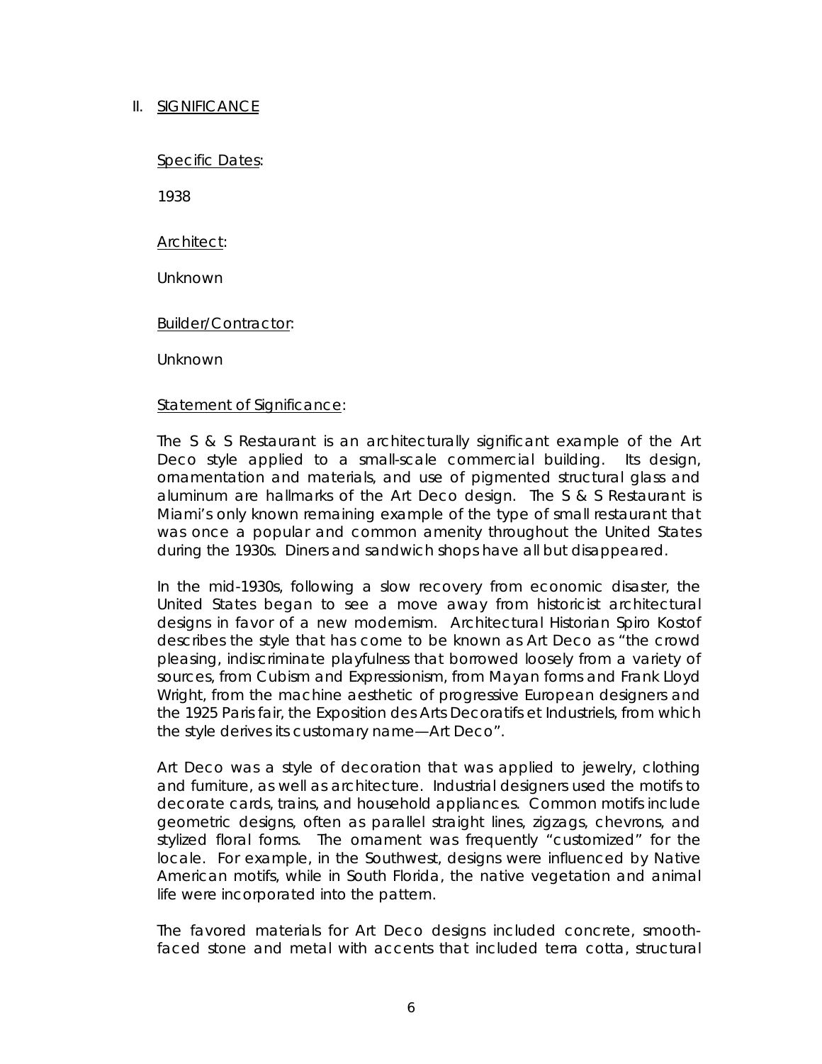## II. <u>SIGNIFICANCE</u>

<u>Specific Dates</u>:

1938

<u>Architect</u>:

Unknown

<u>Builder/Contractor</u>:

Unknown

<u>Statement of Significance</u>:

The S & S Restaurant is an architecturally significant example of the Art Deco style applied to a small-scale commercial building. Its design, ornamentation and materials, and use of pigmented structural glass and aluminum are hallmarks of the Art Deco design. The S & S Restaurant is Miami's only known remaining example of the type of small restaurant that was once a popular and common amenity throughout the United States during the 1930s. Diners and sandwich shops have all but disappeared.

In the mid-1930s, following a slow recovery from economic disaster, the United States began to see a move away from historicist architectural designs in favor of a new modernism. Architectural Historian Spiro Kostof describes the style that has come to be known as Art Deco as "the crowd pleasing, indiscriminate playfulness that borrowed loosely from a variety of sources, from Cubism and Expressionism, from Mayan forms and Frank Lloyd Wright, from the machine aesthetic of progressive European designers and the 1925 Paris fair, the Exposition des Arts Decoratifs et Industriels, from which the style derives its customary name—Art Deco".

Art Deco was a style of decoration that was applied to jewelry, clothing and furniture, as well as architecture. Industrial designers used the motifs to decorate cards, trains, and household appliances. Common motifs include geometric designs, often as parallel straight lines, zigzags, chevrons, and stylized floral forms. The ornament was frequently "customized" for the locale. For example, in the Southwest, designs were influenced by Native American motifs, while in South Florida, the native vegetation and animal life were incorporated into the pattern.

The favored materials for Art Deco designs included concrete, smooth-faced stone and metal with accents that included terra cotta, structural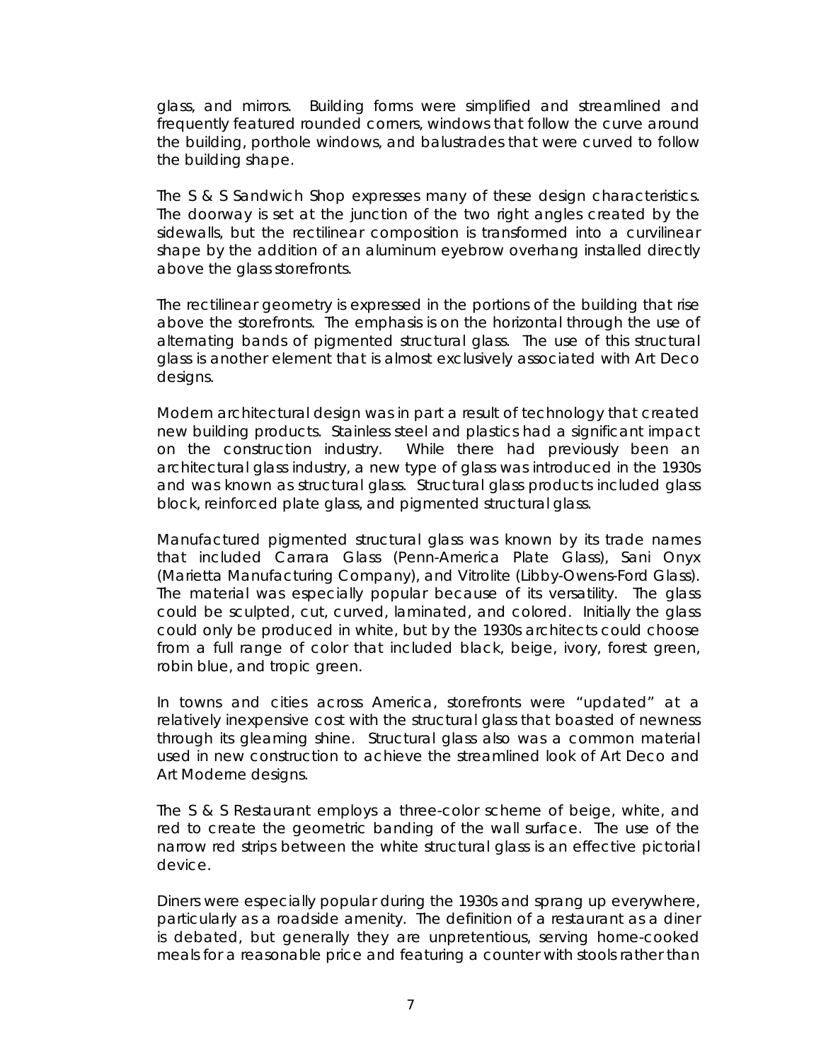glass, and mirrors. Building forms were simplified and streamlined and frequently featured rounded corners, windows that follow the curve around the building, porthole windows, and balustrades that were curved to follow the building shape.

The S & S Sandwich Shop expresses many of these design characteristics. The doorway is set at the junction of the two right angles created by the sidewalls, but the rectilinear composition is transformed into a curvilinear shape by the addition of an aluminum eyebrow overhang installed directly above the glass storefronts.

The rectilinear geometry is expressed in the portions of the building that rise above the storefronts. The emphasis is on the horizontal through the use of alternating bands of pigmented structural glass. The use of this structural glass is another element that is almost exclusively associated with Art Deco designs.

Modern architectural design was in part a result of technology that created new building products. Stainless steel and plastics had a significant impact on the construction industry. While there had previously been an architectural glass industry, a new type of glass was introduced in the 1930s and was known as structural glass. Structural glass products included glass block, reinforced plate glass, and pigmented structural glass.

Manufactured pigmented structural glass was known by its trade names that included Carrara Glass (Penn-America Plate Glass), Sani Onyx (Marietta Manufacturing Company), and Vitrolite (Libby-Owens-Ford Glass). The material was especially popular because of its versatility. The glass could be sculpted, cut, curved, laminated, and colored. Initially the glass could only be produced in white, but by the 1930s architects could choose from a full range of color that included black, beige, ivory, forest green, robin blue, and tropic green.

In towns and cities across America, storefronts were "updated" at a relatively inexpensive cost with the structural glass that boasted of newness through its gleaming shine. Structural glass also was a common material used in new construction to achieve the streamlined look of Art Deco and Art Moderne designs.

The S & S Restaurant employs a three-color scheme of beige, white, and red to create the geometric banding of the wall surface. The use of the narrow red strips between the white structural glass is an effective pictorial device.

Diners were especially popular during the 1930s and sprang up everywhere, particularly as a roadside amenity. The definition of a restaurant as a diner is debated, but generally they are unpretentious, serving home-cooked meals for a reasonable price and featuring a counter with stools rather than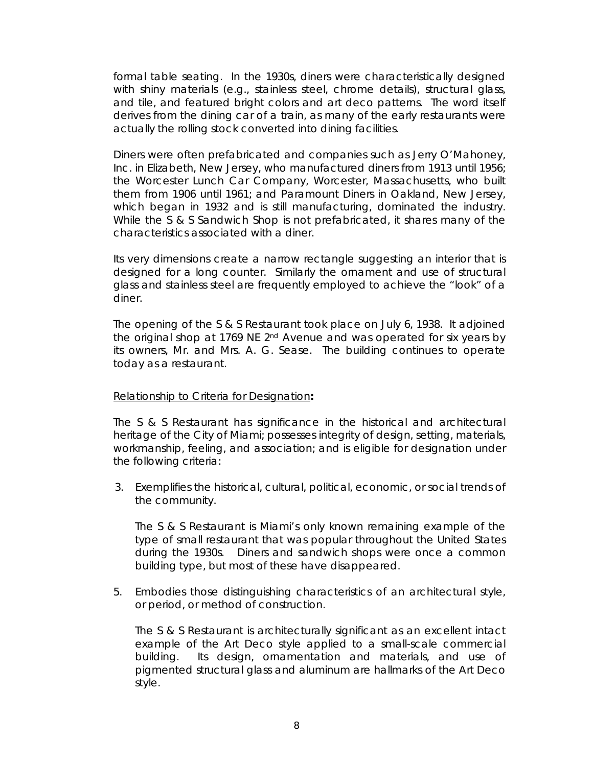formal table seating. In the 1930s, diners were characteristically designed with shiny materials (e.g., stainless steel, chrome details), structural glass, and tile, and featured bright colors and art deco patterns. The word itself derives from the dining car of a train, as many of the early restaurants were actually the rolling stock converted into dining facilities.

Diners were often prefabricated and companies such as Jerry O'Mahoney, Inc. in Elizabeth, New Jersey, who manufactured diners from 1913 until 1956; the Worcester Lunch Car Company, Worcester, Massachusetts, who built them from 1906 until 1961; and Paramount Diners in Oakland, New Jersey, which began in 1932 and is still manufacturing, dominated the industry. While the S & S Sandwich Shop is not prefabricated, it shares many of the characteristics associated with a diner.

Its very dimensions create a narrow rectangle suggesting an interior that is designed for a long counter. Similarly the ornament and use of structural glass and stainless steel are frequently employed to achieve the "look" of a diner.

The opening of the S & S Restaurant took place on July 6, 1938. It adjoined the original shop at 1769 NE 2nd Avenue and was operated for six years by its owners, Mr. and Mrs. A. G. Sease. The building continues to operate today as a restaurant.

<u>Relationship to Criteria for Designation</u>**:**

The S & S Restaurant has significance in the historical and architectural heritage of the City of Miami; possesses integrity of design, setting, materials, workmanship, feeling, and association; and is eligible for designation under the following criteria:

3. Exemplifies the historical, cultural, political, economic, or social trends of the community.

   The S & S Restaurant is Miami's only known remaining example of the type of small restaurant that was popular throughout the United States during the 1930s. Diners and sandwich shops were once a common building type, but most of these have disappeared.

5. Embodies those distinguishing characteristics of an architectural style, or period, or method of construction.

   The S & S Restaurant is architecturally significant as an excellent intact example of the Art Deco style applied to a small-scale commercial building. Its design, ornamentation and materials, and use of pigmented structural glass and aluminum are hallmarks of the Art Deco style.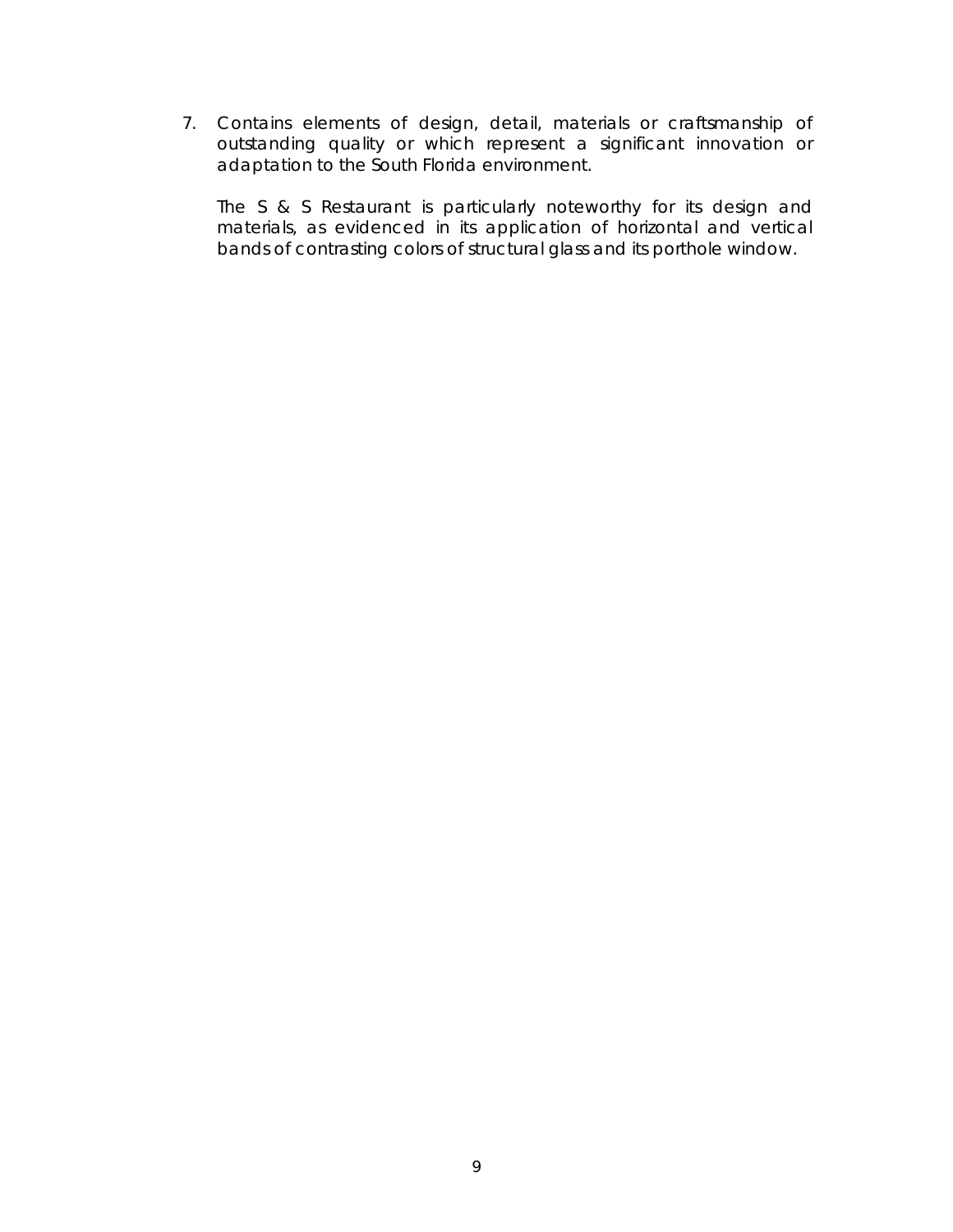7. Contains elements of design, detail, materials or craftsmanship of outstanding quality or which represent a significant innovation or adaptation to the South Florida environment.

   The S & S Restaurant is particularly noteworthy for its design and materials, as evidenced in its application of horizontal and vertical bands of contrasting colors of structural glass and its porthole window.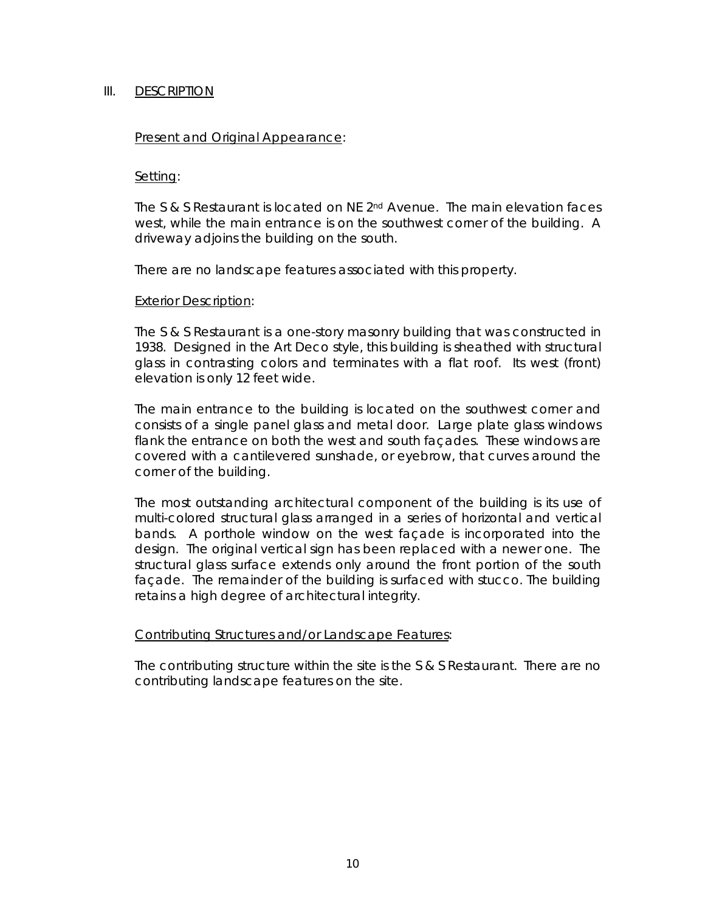## III. DESCRIPTION

### Present and Original Appearance:

#### Setting:

The S & S Restaurant is located on NE 2nd Avenue. The main elevation faces west, while the main entrance is on the southwest corner of the building. A driveway adjoins the building on the south.

There are no landscape features associated with this property.

#### Exterior Description:

The S & S Restaurant is a one-story masonry building that was constructed in 1938. Designed in the Art Deco style, this building is sheathed with structural glass in contrasting colors and terminates with a flat roof. Its west (front) elevation is only 12 feet wide.

The main entrance to the building is located on the southwest corner and consists of a single panel glass and metal door. Large plate glass windows flank the entrance on both the west and south façades. These windows are covered with a cantilevered sunshade, or eyebrow, that curves around the corner of the building.

The most outstanding architectural component of the building is its use of multi-colored structural glass arranged in a series of horizontal and vertical bands. A porthole window on the west façade is incorporated into the design. The original vertical sign has been replaced with a newer one. The structural glass surface extends only around the front portion of the south façade. The remainder of the building is surfaced with stucco. The building retains a high degree of architectural integrity.

#### Contributing Structures and/or Landscape Features:

The contributing structure within the site is the S & S Restaurant. There are no contributing landscape features on the site.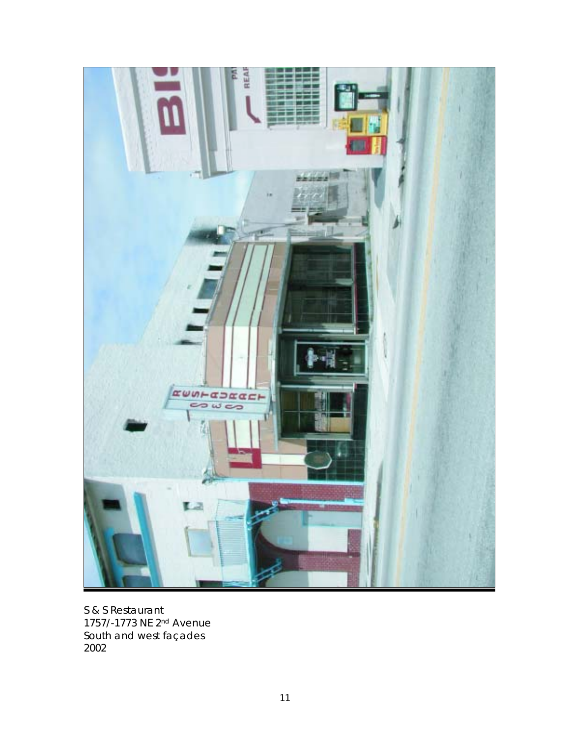S & S Restaurant
1757/-1773 NE 2nd Avenue
South and west façades
2002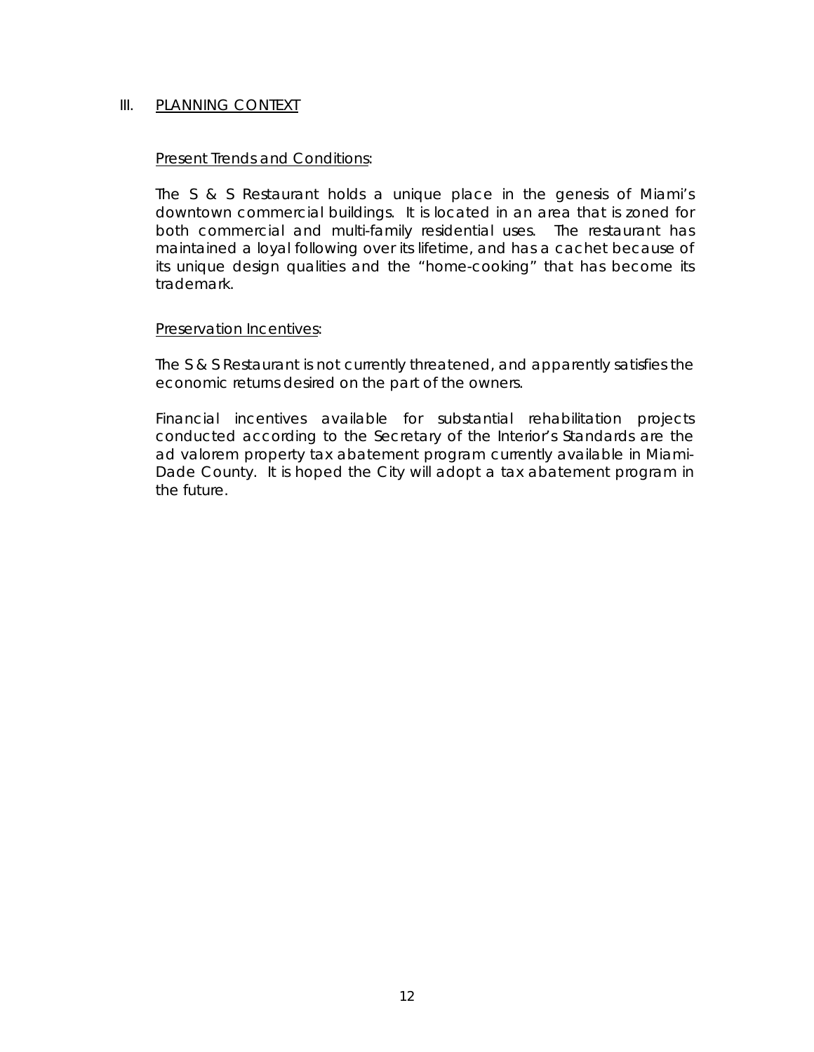## III. PLANNING CONTEXT

### Present Trends and Conditions:

The S & S Restaurant holds a unique place in the genesis of Miami's downtown commercial buildings. It is located in an area that is zoned for both commercial and multi-family residential uses. The restaurant has maintained a loyal following over its lifetime, and has a cachet because of its unique design qualities and the "home-cooking" that has become its trademark.

### Preservation Incentives:

The S & S Restaurant is not currently threatened, and apparently satisfies the economic returns desired on the part of the owners.

Financial incentives available for substantial rehabilitation projects conducted according to the Secretary of the Interior's Standards are the ad valorem property tax abatement program currently available in Miami-Dade County. It is hoped the City will adopt a tax abatement program in the future.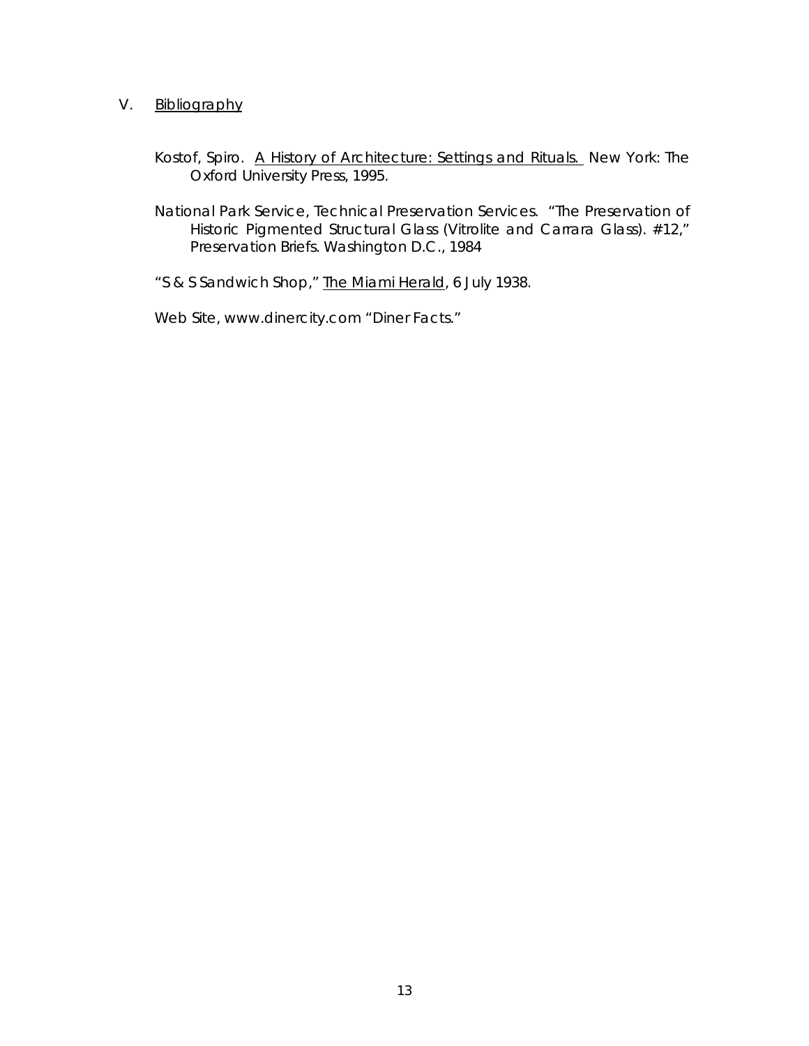## V. Bibliography

Kostof, Spiro. A History of Architecture: Settings and Rituals. New York: The Oxford University Press, 1995.

National Park Service, Technical Preservation Services. "The Preservation of Historic Pigmented Structural Glass (Vitrolite and Carrara Glass). #12," Preservation Briefs. Washington D.C., 1984

"S & S Sandwich Shop," The Miami Herald, 6 July 1938.

Web Site, www.dinercity.com "Diner Facts."